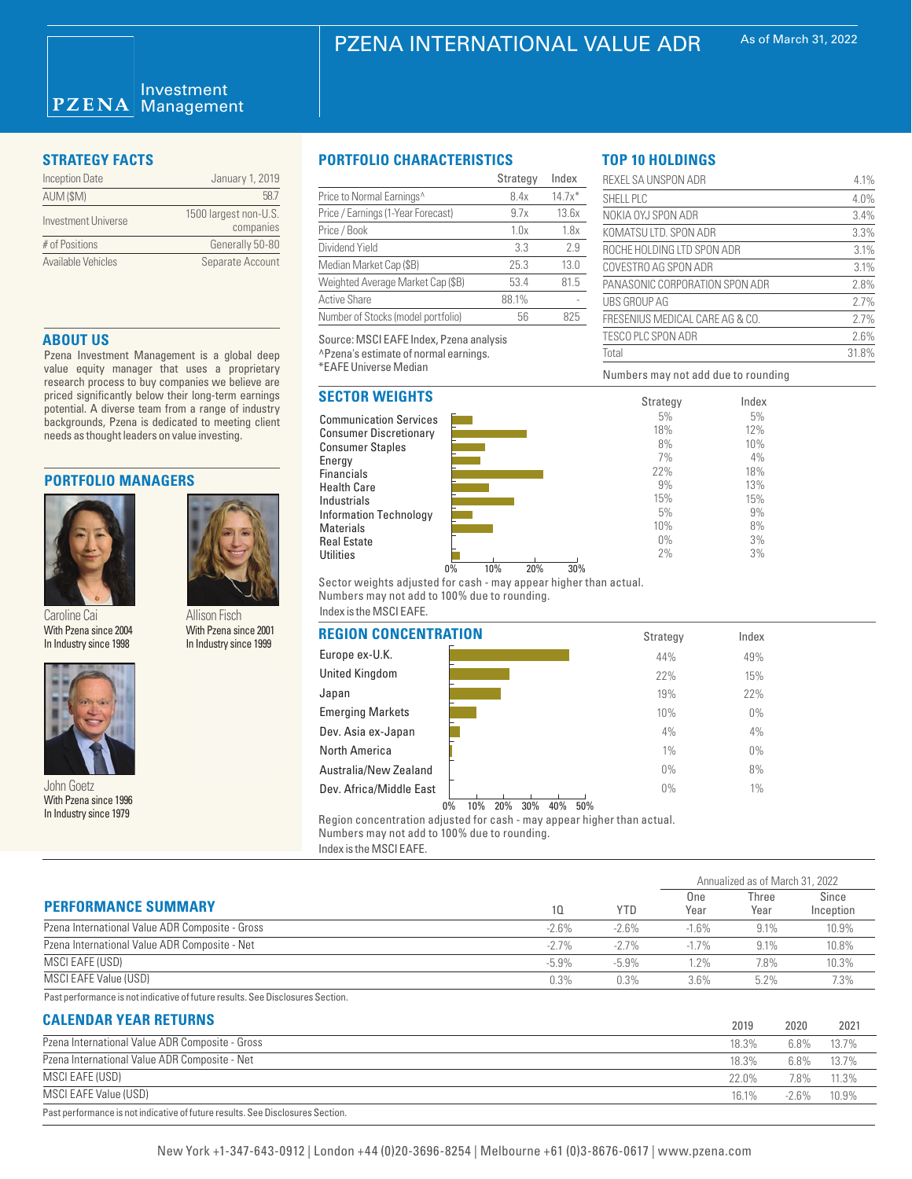# PZENA INTERNATIONAL VALUE ADR

As of March 31, 2022

PZENA Investment Management

## STRATEGY FACTS

| | |
|---|---|
| Inception Date | January 1, 2019 |
| AUM ($M) | 58.7 |
| Investment Universe | 1500 largest non-U.S. companies |
| # of Positions | Generally 50-80 |
| Available Vehicles | Separate Account |

## ABOUT US

Pzena Investment Management is a global deep value equity manager that uses a proprietary research process to buy companies we believe are priced significantly below their long-term earnings potential. A diverse team from a range of industry backgrounds, Pzena is dedicated to meeting client needs as thought leaders on value investing.

## PORTFOLIO MANAGERS

Caroline Cai
With Pzena since 2004
In Industry since 1998

Allison Fisch
With Pzena since 2001
In Industry since 1999

John Goetz
With Pzena since 1996
In Industry since 1979

## PORTFOLIO CHARACTERISTICS

| | Strategy | Index |
|---|---|---|
| Price to Normal Earnings^ | 8.4x | 14.7x* |
| Price / Earnings (1-Year Forecast) | 9.7x | 13.6x |
| Price / Book | 1.0x | 1.8x |
| Dividend Yield | 3.3 | 2.9 |
| Median Market Cap ($B) | 25.3 | 13.0 |
| Weighted Average Market Cap ($B) | 53.4 | 81.5 |
| Active Share | 88.1% | - |
| Number of Stocks (model portfolio) | 56 | 825 |

Source: MSCI EAFE Index, Pzena analysis
^Pzena's estimate of normal earnings.
*EAFE Universe Median

## TOP 10 HOLDINGS

| | |
|---|---|
| REXEL SA UNSPON ADR | 4.1% |
| SHELL PLC | 4.0% |
| NOKIA OYJ SPON ADR | 3.4% |
| KOMATSU LTD. SPON ADR | 3.3% |
| ROCHE HOLDING LTD SPON ADR | 3.1% |
| COVESTRO AG SPON ADR | 3.1% |
| PANASONIC CORPORATION SPON ADR | 2.8% |
| UBS GROUP AG | 2.7% |
| FRESENIUS MEDICAL CARE AG & CO. | 2.7% |
| TESCO PLC SPON ADR | 2.6% |
| Total | 31.8% |

Numbers may not add due to rounding

## SECTOR WEIGHTS

| | Strategy | Index |
|---|---|---|
| Communication Services | 5% | 5% |
| Consumer Discretionary | 18% | 12% |
| Consumer Staples | 8% | 10% |
| Energy | 7% | 4% |
| Financials | 22% | 18% |
| Health Care | 9% | 13% |
| Industrials | 15% | 15% |
| Information Technology | 5% | 9% |
| Materials | 10% | 8% |
| Real Estate | 0% | 3% |
| Utilities | 2% | 3% |

Sector weights adjusted for cash - may appear higher than actual.
Numbers may not add to 100% due to rounding.
Index is the MSCI EAFE.

## REGION CONCENTRATION

| | Strategy | Index |
|---|---|---|
| Europe ex-U.K. | 44% | 49% |
| United Kingdom | 22% | 15% |
| Japan | 19% | 22% |
| Emerging Markets | 10% | 0% |
| Dev. Asia ex-Japan | 4% | 4% |
| North America | 1% | 0% |
| Australia/New Zealand | 0% | 8% |
| Dev. Africa/Middle East | 0% | 1% |

Region concentration adjusted for cash - may appear higher than actual.
Numbers may not add to 100% due to rounding.
Index is the MSCI EAFE.

## PERFORMANCE SUMMARY

| | | | Annualized as of March 31, 2022 | | |
|---|---|---|---|---|---|
| | 1Q | YTD | One Year | Three Year | Since Inception |
| Pzena International Value ADR Composite - Gross | -2.6% | -2.6% | -1.6% | 9.1% | 10.9% |
| Pzena International Value ADR Composite - Net | -2.7% | -2.7% | -1.7% | 9.1% | 10.8% |
| MSCI EAFE (USD) | -5.9% | -5.9% | 1.2% | 7.8% | 10.3% |
| MSCI EAFE Value (USD) | 0.3% | 0.3% | 3.6% | 5.2% | 7.3% |

Past performance is not indicative of future results. See Disclosures Section.

## CALENDAR YEAR RETURNS

| | 2019 | 2020 | 2021 |
|---|---|---|---|
| Pzena International Value ADR Composite - Gross | 18.3% | 6.8% | 13.7% |
| Pzena International Value ADR Composite - Net | 18.3% | 6.8% | 13.7% |
| MSCI EAFE (USD) | 22.0% | 7.8% | 11.3% |
| MSCI EAFE Value (USD) | 16.1% | -2.6% | 10.9% |

Past performance is not indicative of future results. See Disclosures Section.

New York +1-347-643-0912 | London +44 (0)20-3696-8254 | Melbourne +61 (0)3-8676-0617 | www.pzena.com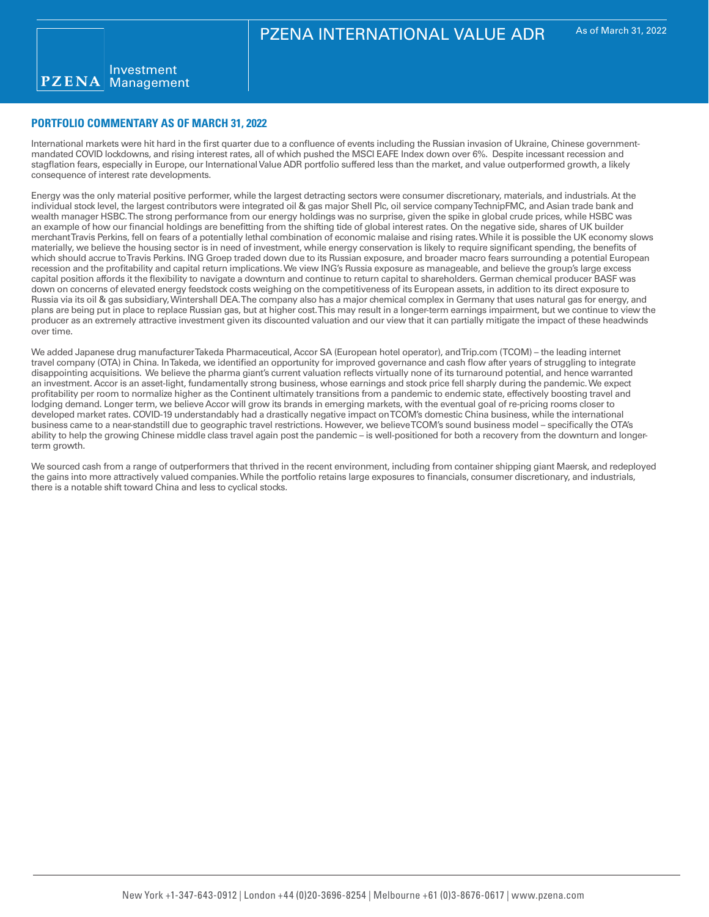# PZENA INTERNATIONAL VALUE ADR

As of March 31, 2022

## PORTFOLIO COMMENTARY AS OF MARCH 31, 2022

International markets were hit hard in the first quarter due to a confluence of events including the Russian invasion of Ukraine, Chinese government-mandated COVID lockdowns, and rising interest rates, all of which pushed the MSCI EAFE Index down over 6%. Despite incessant recession and stagflation fears, especially in Europe, our International Value ADR portfolio suffered less than the market, and value outperformed growth, a likely consequence of interest rate developments.

Energy was the only material positive performer, while the largest detracting sectors were consumer discretionary, materials, and industrials. At the individual stock level, the largest contributors were integrated oil & gas major Shell Plc, oil service company TechnipFMC, and Asian trade bank and wealth manager HSBC. The strong performance from our energy holdings was no surprise, given the spike in global crude prices, while HSBC was an example of how our financial holdings are benefitting from the shifting tide of global interest rates. On the negative side, shares of UK builder merchant Travis Perkins, fell on fears of a potentially lethal combination of economic malaise and rising rates. While it is possible the UK economy slows materially, we believe the housing sector is in need of investment, while energy conservation is likely to require significant spending, the benefits of which should accrue to Travis Perkins. ING Groep traded down due to its Russian exposure, and broader macro fears surrounding a potential European recession and the profitability and capital return implications. We view ING's Russia exposure as manageable, and believe the group's large excess capital position affords it the flexibility to navigate a downturn and continue to return capital to shareholders. German chemical producer BASF was down on concerns of elevated energy feedstock costs weighing on the competitiveness of its European assets, in addition to its direct exposure to Russia via its oil & gas subsidiary, Wintershall DEA. The company also has a major chemical complex in Germany that uses natural gas for energy, and plans are being put in place to replace Russian gas, but at higher cost. This may result in a longer-term earnings impairment, but we continue to view the producer as an extremely attractive investment given its discounted valuation and our view that it can partially mitigate the impact of these headwinds over time.

We added Japanese drug manufacturer Takeda Pharmaceutical, Accor SA (European hotel operator), and Trip.com (TCOM) – the leading internet travel company (OTA) in China. In Takeda, we identified an opportunity for improved governance and cash flow after years of struggling to integrate disappointing acquisitions. We believe the pharma giant's current valuation reflects virtually none of its turnaround potential, and hence warranted an investment. Accor is an asset-light, fundamentally strong business, whose earnings and stock price fell sharply during the pandemic. We expect profitability per room to normalize higher as the Continent ultimately transitions from a pandemic to endemic state, effectively boosting travel and lodging demand. Longer term, we believe Accor will grow its brands in emerging markets, with the eventual goal of re-pricing rooms closer to developed market rates. COVID-19 understandably had a drastically negative impact on TCOM's domestic China business, while the international business came to a near-standstill due to geographic travel restrictions. However, we believe TCOM's sound business model – specifically the OTA's ability to help the growing Chinese middle class travel again post the pandemic – is well-positioned for both a recovery from the downturn and longer-term growth.

We sourced cash from a range of outperformers that thrived in the recent environment, including from container shipping giant Maersk, and redeployed the gains into more attractively valued companies. While the portfolio retains large exposures to financials, consumer discretionary, and industrials, there is a notable shift toward China and less to cyclical stocks.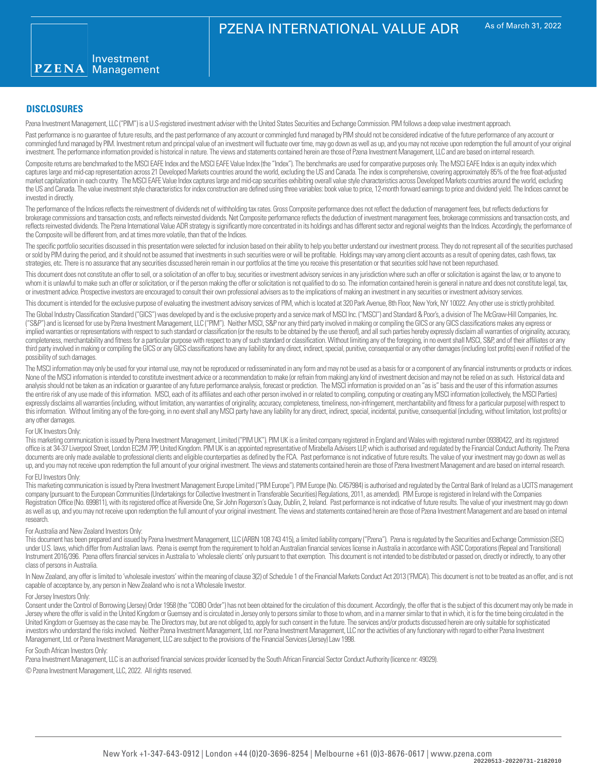# PZENA INTERNATIONAL VALUE ADR

As of March 31, 2022

PZENA Investment Management

## DISCLOSURES

Pzena Investment Management, LLC ("PIM") is a U.S-registered investment adviser with the United States Securities and Exchange Commission. PIM follows a deep value investment approach.

Past performance is no guarantee of future results, and the past performance of any account or commingled fund managed by PIM should not be considered indicative of the future performance of any account or commingled fund managed by PIM. Investment return and principal value of an investment will fluctuate over time, may go down as well as up, and you may not receive upon redemption the full amount of your original investment. The performance information provided is historical in nature. The views and statements contained herein are those of Pzena Investment Management, LLC and are based on internal research.

Composite returns are benchmarked to the MSCI EAFE Index and the MSCI EAFE Value Index (the "Index"). The benchmarks are used for comparative purposes only. The MSCI EAFE Index is an equity index which captures large and mid-cap representation across 21 Developed Markets countries around the world, excluding the US and Canada. The index is comprehensive, covering approximately 85% of the free float-adjusted market capitalization in each country. The MSCI EAFE Value Index captures large and mid-cap securities exhibiting overall value style characteristics across Developed Markets countries around the world, excluding the US and Canada. The value investment style characteristics for index construction are defined using three variables: book value to price, 12-month forward earnings to price and dividend yield. The Indices cannot be invested in directly.

The performance of the Indices reflects the reinvestment of dividends net of withholding tax rates. Gross Composite performance does not reflect the deduction of management fees, but reflects deductions for brokerage commissions and transaction costs, and reflects reinvested dividends. Net Composite performance reflects the deduction of investment management fees, brokerage commissions and transaction costs, and reflects reinvested dividends. The Pzena International Value ADR strategy is significantly more concentrated in its holdings and has different sector and regional weights than the Indices. Accordingly, the performance of the Composite will be different from, and at times more volatile, than that of the Indices.

The specific portfolio securities discussed in this presentation were selected for inclusion based on their ability to help you better understand our investment process. They do not represent all of the securities purchased or sold by PIM during the period, and it should not be assumed that investments in such securities were or will be profitable. Holdings may vary among client accounts as a result of opening dates, cash flows, tax strategies, etc. There is no assurance that any securities discussed herein remain in our portfolios at the time you receive this presentation or that securities sold have not been repurchased.

This document does not constitute an offer to sell, or a solicitation of an offer to buy, securities or investment advisory services in any jurisdiction where such an offer or solicitation is against the law, or to anyone to whom it is unlawful to make such an offer or solicitation, or if the person making the offer or solicitation is not qualified to do so. The information contained herein is general in nature and does not constitute legal, tax, or investment advice. Prospective investors are encouraged to consult their own professional advisers as to the implications of making an investment in any securities or investment advisory services.

This document is intended for the exclusive purpose of evaluating the investment advisory services of PIM, which is located at 320 Park Avenue, 8th Floor, New York, NY 10022. Any other use is strictly prohibited.

The Global Industry Classification Standard ("GICS") was developed by and is the exclusive property and a service mark of MSCI Inc. ("MSCI") and Standard & Poor's, a division of The McGraw-Hill Companies, Inc. ("S&P") and is licensed for use by Pzena Investment Management, LLC ("PIM"). Neither MSCI, S&P nor any third party involved in making or compiling the GICS or any GICS classifications makes any express or implied warranties or representations with respect to such standard or classification (or the results to be obtained by the use thereof), and all such parties hereby expressly disclaim all warranties of originality, accuracy, completeness, merchantability and fitness for a particular purpose with respect to any of such standard or classification. Without limiting any of the foregoing, in no event shall MSCI, S&P, and of their affiliates or any third party involved in making or compiling the GICS or any GICS classifications have any liability for any direct, indirect, special, punitive, consequential or any other damages (including lost profits) even if notified of the possibility of such damages.

The MSCI information may only be used for your internal use, may not be reproduced or redisseminated in any form and may not be used as a basis for or a component of any financial instruments or products or indices. None of the MSCI information is intended to constitute investment advice or a recommendation to make (or refrain from making) any kind of investment decision and may not be relied on as such. Historical data and analysis should not be taken as an indication or guarantee of any future performance analysis, forecast or prediction. The MSCI information is provided on an "as is" basis and the user of this information assumes the entire risk of any use made of this information. MSCI, each of its affiliates and each other person involved in or related to compiling, computing or creating any MSCI information (collectively, the MSCI Parties) expressly disclaims all warranties (including, without limitation, any warranties of originality, accuracy, completeness, timeliness, non-infringement, merchantability and fitness for a particular purpose) with respect to this information. Without limiting any of the fore-going, in no event shall any MSCI party have any liability for any direct, indirect, special, incidental, punitive, consequential (including, without limitation, lost profits) or any other damages.

For UK Investors Only:
This marketing communication is issued by Pzena Investment Management, Limited ("PIM UK"). PIM UK is a limited company registered in England and Wales with registered number 09380422, and its registered office is at 34-37 Liverpool Street, London EC2M 7PP, United Kingdom. PIM UK is an appointed representative of Mirabella Advisers LLP, which is authorised and regulated by the Financial Conduct Authority. The Pzena documents are only made available to professional clients and eligible counterparties as defined by the FCA. Past performance is not indicative of future results. The value of your investment may go down as well as up, and you may not receive upon redemption the full amount of your original investment. The views and statements contained herein are those of Pzena Investment Management and are based on internal research.

For EU Investors Only:
This marketing communication is issued by Pzena Investment Management Europe Limited ("PIM Europe"). PIM Europe (No. C457984) is authorised and regulated by the Central Bank of Ireland as a UCITS management company (pursuant to the European Communities (Undertakings for Collective Investment in Transferable Securities) Regulations, 2011, as amended). PIM Europe is registered in Ireland with the Companies Registration Office (No. 699811), with its registered office at Riverside One, Sir John Rogerson's Quay, Dublin, 2, Ireland. Past performance is not indicative of future results. The value of your investment may go down as well as up, and you may not receive upon redemption the full amount of your original investment. The views and statements contained herein are those of Pzena Investment Management and are based on internal research.

For Australia and New Zealand Investors Only:
This document has been prepared and issued by Pzena Investment Management, LLC (ARBN 108 743 415), a limited liability company ("Pzena"). Pzena is regulated by the Securities and Exchange Commission (SEC) under U.S. laws, which differ from Australian laws. Pzena is exempt from the requirement to hold an Australian financial services license in Australia in accordance with ASIC Corporations (Repeal and Transitional) Instrument 2016/396. Pzena offers financial services in Australia to 'wholesale clients' only pursuant to that exemption. This document is not intended to be distributed or passed on, directly or indirectly, to any other class of persons in Australia.

In New Zealand, any offer is limited to 'wholesale investors' within the meaning of clause 3(2) of Schedule 1 of the Financial Markets Conduct Act 2013 ('FMCA'). This document is not to be treated as an offer, and is not capable of acceptance by, any person in New Zealand who is not a Wholesale Investor.

For Jersey Investors Only:
Consent under the Control of Borrowing (Jersey) Order 1958 (the "COBO Order") has not been obtained for the circulation of this document. Accordingly, the offer that is the subject of this document may only be made in Jersey where the offer is valid in the United Kingdom or Guernsey and is circulated in Jersey only to persons similar to those to whom, and in a manner similar to that in which, it is for the time being circulated in the United Kingdom or Guernsey as the case may be. The Directors may, but are not obliged to, apply for such consent in the future. The services and/or products discussed herein are only suitable for sophisticated investors who understand the risks involved. Neither Pzena Investment Management, Ltd. nor Pzena Investment Management, LLC nor the activities of any functionary with regard to either Pzena Investment Management, Ltd. or Pzena Investment Management, LLC are subject to the provisions of the Financial Services (Jersey) Law 1998.

For South African Investors Only:
Pzena Investment Management, LLC is an authorised financial services provider licensed by the South African Financial Sector Conduct Authority (licence nr: 49029).

© Pzena Investment Management, LLC, 2022. All rights reserved.

New York +1-347-643-0912 | London +44 (0)20-3696-8254 | Melbourne +61 (0)3-8676-0617 | www.pzena.com

20220513-20220731-2182010